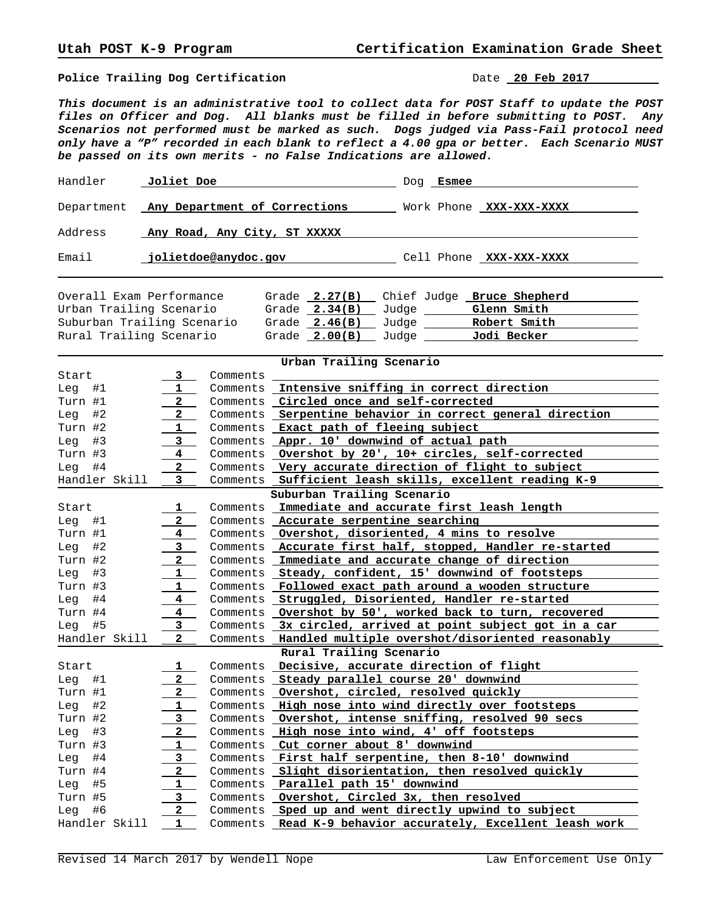**Utah POST K-9 Program** | **Certification Examination Grade Sheet**

**Police Trailing Dog Certification** Date **20 Feb 2017**

***This document is an administrative tool to collect data for POST Staff to update the POST files on Officer and Dog. All blanks must be filled in before submitting to POST. Any Scenarios not performed must be marked as such. Dogs judged via Pass-Fail protocol need only have a "P" recorded in each blank to reflect a 4.00 gpa or better. Each Scenario MUST be passed on its own merits - no False Indications are allowed.***

| | | | |
|---|---|---|---|
| Handler | **Joliet Doe** | Dog | **Esmee** |
| Department | **Any Department of Corrections** | Work Phone | **XXX-XXX-XXXX** |
| Address | **Any Road, Any City, ST XXXXX** | | |
| Email | **jolietdoe@anydoc.gov** | Cell Phone | **XXX-XXX-XXXX** |

| | Grade | | |
|---|---|---|---|
| Overall Exam Performance | **2.27(B)** | Chief Judge | **Bruce Shepherd** |
| Urban Trailing Scenario | **2.34(B)** | Judge | **Glenn Smith** |
| Suburban Trailing Scenario | **2.46(B)** | Judge | **Robert Smith** |
| Rural Trailing Scenario | **2.00(B)** | Judge | **Jodi Becker** |

**Urban Trailing Scenario**

| | Grade | | Comments |
|---|---|---|---|
| Start | 3 | Comments | |
| Leg #1 | 1 | Comments | Intensive sniffing in correct direction |
| Turn #1 | 2 | Comments | Circled once and self-corrected |
| Leg #2 | 2 | Comments | Serpentine behavior in correct general direction |
| Turn #2 | 1 | Comments | Exact path of fleeing subject |
| Leg #3 | 3 | Comments | Appr. 10' downwind of actual path |
| Turn #3 | 4 | Comments | Overshot by 20', 10+ circles, self-corrected |
| Leg #4 | 2 | Comments | Very accurate direction of flight to subject |
| Handler Skill | 3 | Comments | Sufficient leash skills, excellent reading K-9 |

**Suburban Trailing Scenario**

| | Grade | | Comments |
|---|---|---|---|
| Start | 1 | Comments | Immediate and accurate first leash length |
| Leg #1 | 2 | Comments | Accurate serpentine searching |
| Turn #1 | 4 | Comments | Overshot, disoriented, 4 mins to resolve |
| Leg #2 | 3 | Comments | Accurate first half, stopped, Handler re-started |
| Turn #2 | 2 | Comments | Immediate and accurate change of direction |
| Leg #3 | 1 | Comments | Steady, confident, 15' downwind of footsteps |
| Turn #3 | 1 | Comments | Followed exact path around a wooden structure |
| Leg #4 | 4 | Comments | Struggled, Disoriented, Handler re-started |
| Turn #4 | 4 | Comments | Overshot by 50', worked back to turn, recovered |
| Leg #5 | 3 | Comments | 3x circled, arrived at point subject got in a car |
| Handler Skill | 2 | Comments | Handled multiple overshot/disoriented reasonably |

**Rural Trailing Scenario**

| | Grade | | Comments |
|---|---|---|---|
| Start | 1 | Comments | Decisive, accurate direction of flight |
| Leg #1 | 2 | Comments | Steady parallel course 20' downwind |
| Turn #1 | 2 | Comments | Overshot, circled, resolved quickly |
| Leg #2 | 1 | Comments | High nose into wind directly over footsteps |
| Turn #2 | 3 | Comments | Overshot, intense sniffing, resolved 90 secs |
| Leg #3 | 2 | Comments | High nose into wind, 4' off footsteps |
| Turn #3 | 1 | Comments | Cut corner about 8' downwind |
| Leg #4 | 3 | Comments | First half serpentine, then 8-10' downwind |
| Turn #4 | 2 | Comments | Slight disorientation, then resolved quickly |
| Leg #5 | 1 | Comments | Parallel path 15' downwind |
| Turn #5 | 3 | Comments | Overshot, Circled 3x, then resolved |
| Leg #6 | 2 | Comments | Sped up and went directly upwind to subject |
| Handler Skill | 1 | Comments | Read K-9 behavior accurately, Excellent leash work |

Revised 14 March 2017 by Wendell Nope | Law Enforcement Use Only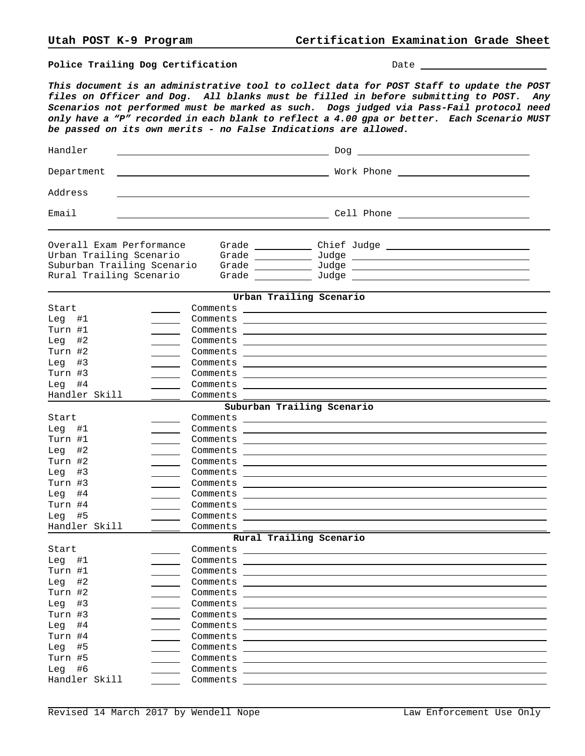**Utah POST K-9 Program** **Certification Examination Grade Sheet**

**Police Trailing Dog Certification** Date ____________________

***This document is an administrative tool to collect data for POST Staff to update the POST files on Officer and Dog. All blanks must be filled in before submitting to POST. Any Scenarios not performed must be marked as such. Dogs judged via Pass-Fail protocol need only have a "P" recorded in each blank to reflect a 4.00 gpa or better. Each Scenario MUST be passed on its own merits - no False Indications are allowed.***

Handler ______________________________ Dog ______________________________

Department ______________________________ Work Phone ______________________________

Address ____________________________________________________________

Email ______________________________ Cell Phone ______________________________

| | | |
|---|---|---|
| Overall Exam Performance | Grade ________ | Chief Judge ______________________ |
| Urban Trailing Scenario | Grade ________ | Judge ______________________ |
| Suburban Trailing Scenario | Grade ________ | Judge ______________________ |
| Rural Trailing Scenario | Grade ________ | Judge ______________________ |

## Urban Trailing Scenario

| | | |
|---|---|---|
| Start | _____ | Comments |
| Leg #1 | _____ | Comments |
| Turn #1 | _____ | Comments |
| Leg #2 | _____ | Comments |
| Turn #2 | _____ | Comments |
| Leg #3 | _____ | Comments |
| Turn #3 | _____ | Comments |
| Leg #4 | _____ | Comments |
| Handler Skill | _____ | Comments |

## Suburban Trailing Scenario

| | | |
|---|---|---|
| Start | _____ | Comments |
| Leg #1 | _____ | Comments |
| Turn #1 | _____ | Comments |
| Leg #2 | _____ | Comments |
| Turn #2 | _____ | Comments |
| Leg #3 | _____ | Comments |
| Turn #3 | _____ | Comments |
| Leg #4 | _____ | Comments |
| Turn #4 | _____ | Comments |
| Leg #5 | _____ | Comments |
| Handler Skill | _____ | Comments |

## Rural Trailing Scenario

| | | |
|---|---|---|
| Start | _____ | Comments |
| Leg #1 | _____ | Comments |
| Turn #1 | _____ | Comments |
| Leg #2 | _____ | Comments |
| Turn #2 | _____ | Comments |
| Leg #3 | _____ | Comments |
| Turn #3 | _____ | Comments |
| Leg #4 | _____ | Comments |
| Turn #4 | _____ | Comments |
| Leg #5 | _____ | Comments |
| Turn #5 | _____ | Comments |
| Leg #6 | _____ | Comments |
| Handler Skill | _____ | Comments |

Revised 14 March 2017 by Wendell Nope Law Enforcement Use Only